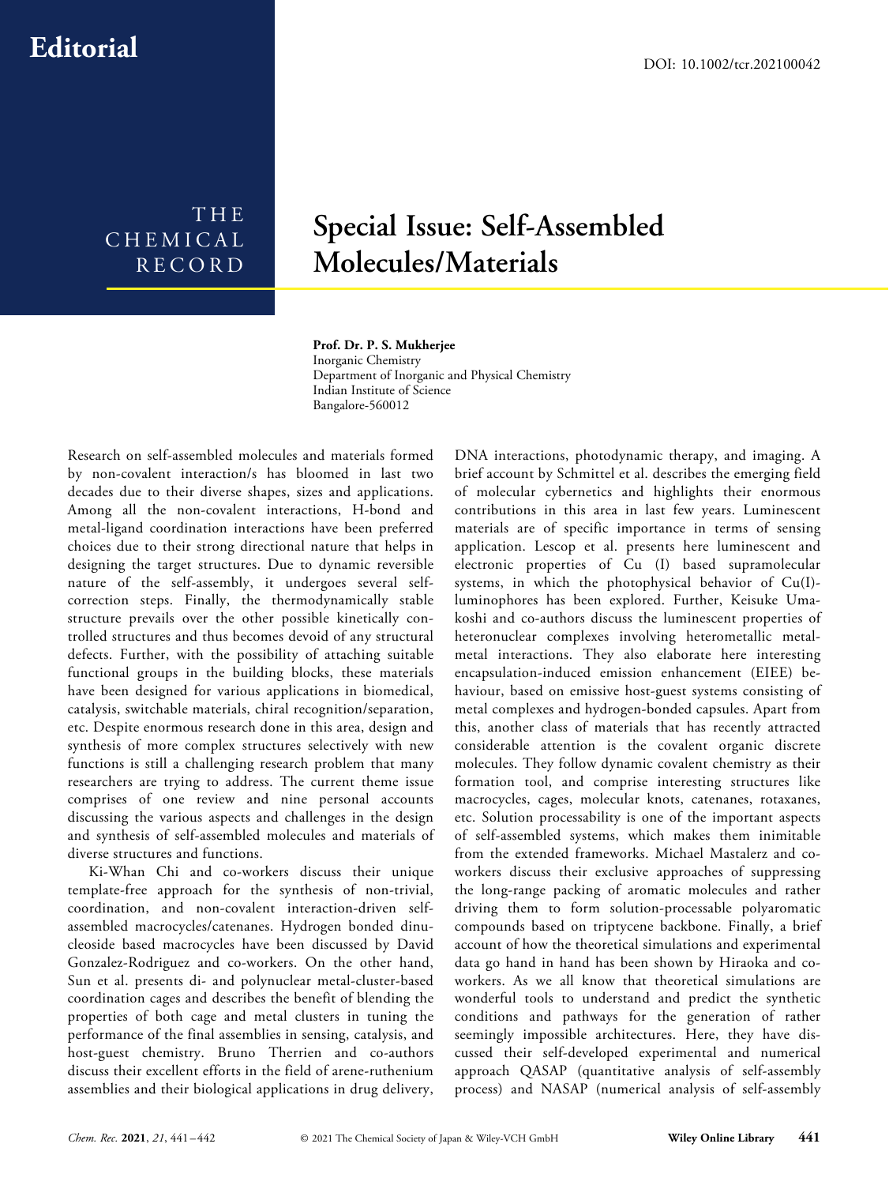Editorial

DOI: 10.1002/tcr.202100042

THE CHEMICAL RECORD

# Special Issue: Self-Assembled Molecules/Materials

**Prof. Dr. P. S. Mukherjee**
Inorganic Chemistry
Department of Inorganic and Physical Chemistry
Indian Institute of Science
Bangalore-560012

Research on self-assembled molecules and materials formed by non-covalent interaction/s has bloomed in last two decades due to their diverse shapes, sizes and applications. Among all the non-covalent interactions, H-bond and metal-ligand coordination interactions have been preferred choices due to their strong directional nature that helps in designing the target structures. Due to dynamic reversible nature of the self-assembly, it undergoes several self-correction steps. Finally, the thermodynamically stable structure prevails over the other possible kinetically controlled structures and thus becomes devoid of any structural defects. Further, with the possibility of attaching suitable functional groups in the building blocks, these materials have been designed for various applications in biomedical, catalysis, switchable materials, chiral recognition/separation, etc. Despite enormous research done in this area, design and synthesis of more complex structures selectively with new functions is still a challenging research problem that many researchers are trying to address. The current theme issue comprises of one review and nine personal accounts discussing the various aspects and challenges in the design and synthesis of self-assembled molecules and materials of diverse structures and functions.

Ki-Whan Chi and co-workers discuss their unique template-free approach for the synthesis of non-trivial, coordination, and non-covalent interaction-driven self-assembled macrocycles/catenanes. Hydrogen bonded dinucleoside based macrocycles have been discussed by David Gonzalez-Rodriguez and co-workers. On the other hand, Sun et al. presents di- and polynuclear metal-cluster-based coordination cages and describes the benefit of blending the properties of both cage and metal clusters in tuning the performance of the final assemblies in sensing, catalysis, and host-guest chemistry. Bruno Therrien and co-authors discuss their excellent efforts in the field of arene-ruthenium assemblies and their biological applications in drug delivery, DNA interactions, photodynamic therapy, and imaging. A brief account by Schmittel et al. describes the emerging field of molecular cybernetics and highlights their enormous contributions in this area in last few years. Luminescent materials are of specific importance in terms of sensing application. Lescop et al. presents here luminescent and electronic properties of Cu (I) based supramolecular systems, in which the photophysical behavior of Cu(I)-luminophores has been explored. Further, Keisuke Umakoshi and co-authors discuss the luminescent properties of heteronuclear complexes involving heterometallic metal-metal interactions. They also elaborate here interesting encapsulation-induced emission enhancement (EIEE) behaviour, based on emissive host-guest systems consisting of metal complexes and hydrogen-bonded capsules. Apart from this, another class of materials that has recently attracted considerable attention is the covalent organic discrete molecules. They follow dynamic covalent chemistry as their formation tool, and comprise interesting structures like macrocycles, cages, molecular knots, catenanes, rotaxanes, etc. Solution processability is one of the important aspects of self-assembled systems, which makes them inimitable from the extended frameworks. Michael Mastalerz and co-workers discuss their exclusive approaches of suppressing the long-range packing of aromatic molecules and rather driving them to form solution-processable polyaromatic compounds based on triptycene backbone. Finally, a brief account of how the theoretical simulations and experimental data go hand in hand has been shown by Hiraoka and co-workers. As we all know that theoretical simulations are wonderful tools to understand and predict the synthetic conditions and pathways for the generation of rather seemingly impossible architectures. Here, they have discussed their self-developed experimental and numerical approach QASAP (quantitative analysis of self-assembly process) and NASAP (numerical analysis of self-assembly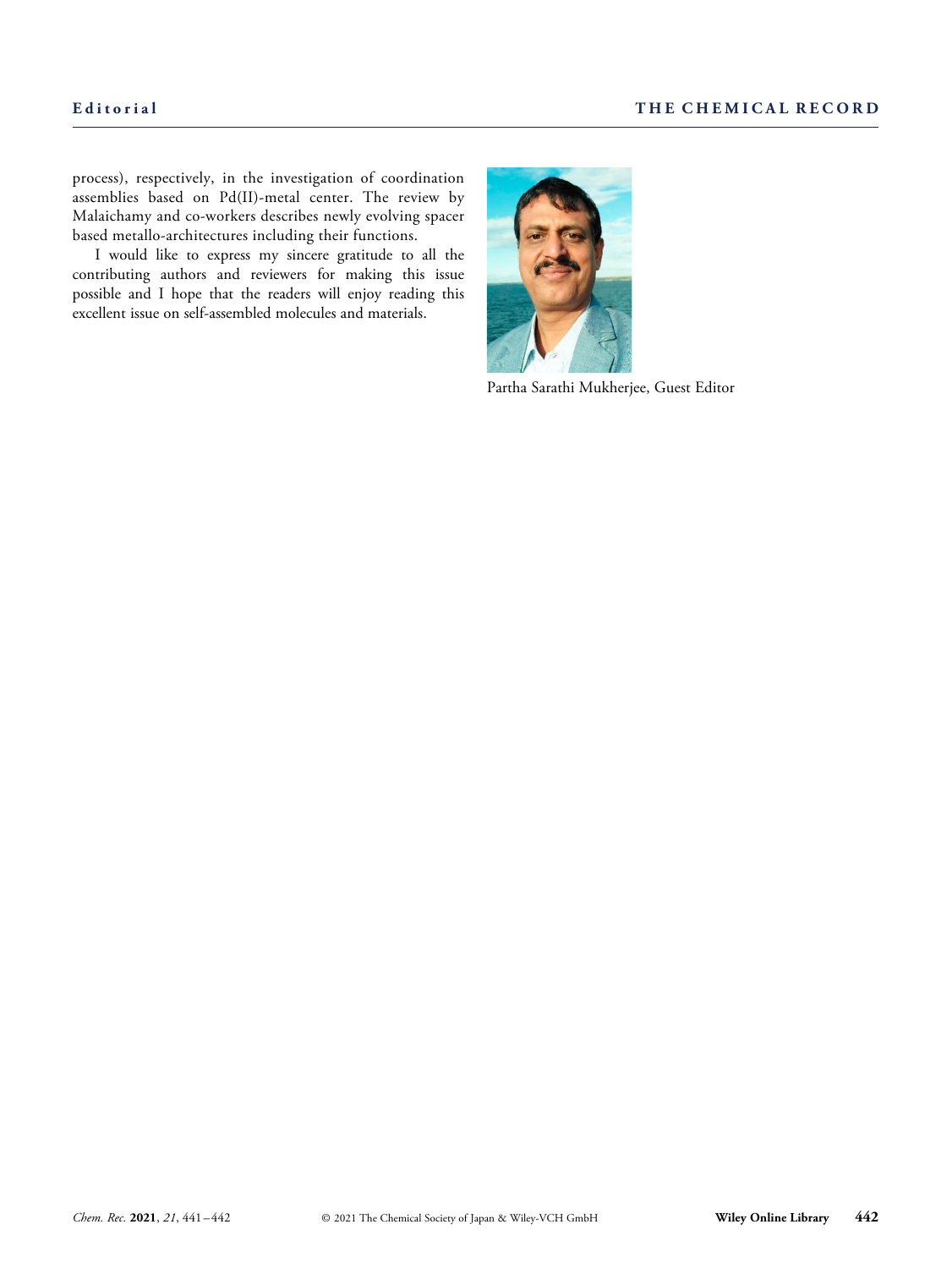process), respectively, in the investigation of coordination assemblies based on Pd(II)-metal center. The review by Malaichamy and co-workers describes newly evolving spacer based metallo-architectures including their functions.

I would like to express my sincere gratitude to all the contributing authors and reviewers for making this issue possible and I hope that the readers will enjoy reading this excellent issue on self-assembled molecules and materials.

Partha Sarathi Mukherjee, Guest Editor